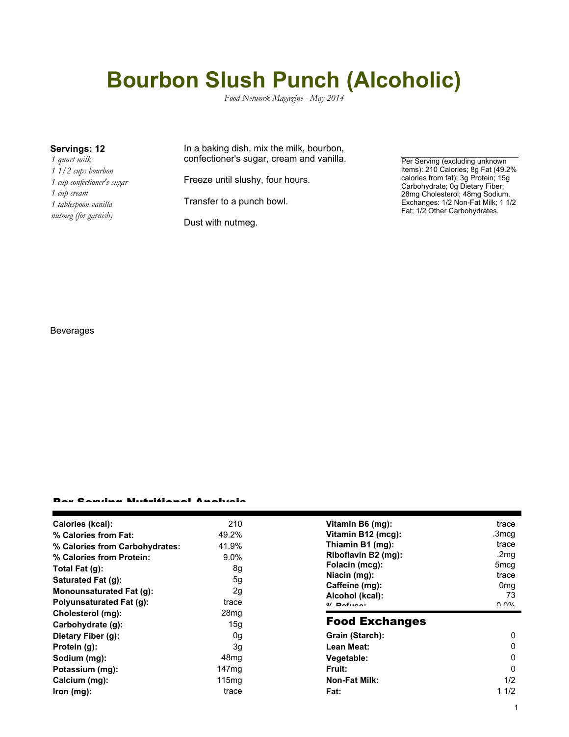# Bourbon Slush Punch (Alcoholic)

*Food Network Magazine - May 2014*

**Servings: 12**

*1 quart milk*
*1 1/2 cups bourbon*
*1 cup confectioner's sugar*
*1 cup cream*
*1 tablespoon vanilla*
*nutmeg (for garnish)*

In a baking dish, mix the milk, bourbon, confectioner's sugar, cream and vanilla.

Freeze until slushy, four hours.

Transfer to a punch bowl.

Dust with nutmeg.

Per Serving (excluding unknown items): 210 Calories; 8g Fat (49.2% calories from fat); 3g Protein; 15g Carbohydrate; 0g Dietary Fiber; 28mg Cholesterol; 48mg Sodium. Exchanges: 1/2 Non-Fat Milk; 1 1/2 Fat; 1/2 Other Carbohydrates.

Beverages

## Per Serving Nutritional Analysis

| | |
|---|---|
| **Calories (kcal):** | 210 |
| **% Calories from Fat:** | 49.2% |
| **% Calories from Carbohydrates:** | 41.9% |
| **% Calories from Protein:** | 9.0% |
| **Total Fat (g):** | 8g |
| **Saturated Fat (g):** | 5g |
| **Monounsaturated Fat (g):** | 2g |
| **Polyunsaturated Fat (g):** | trace |
| **Cholesterol (mg):** | 28mg |
| **Carbohydrate (g):** | 15g |
| **Dietary Fiber (g):** | 0g |
| **Protein (g):** | 3g |
| **Sodium (mg):** | 48mg |
| **Potassium (mg):** | 147mg |
| **Calcium (mg):** | 115mg |
| **Iron (mg):** | trace |
| **Vitamin B6 (mg):** | trace |
| **Vitamin B12 (mcg):** | .3mcg |
| **Thiamin B1 (mg):** | trace |
| **Riboflavin B2 (mg):** | .2mg |
| **Folacin (mcg):** | 5mcg |
| **Niacin (mg):** | trace |
| **Caffeine (mg):** | 0mg |
| **Alcohol (kcal):** | 73 |
| **% Refuse:** | 0.0% |

## Food Exchanges

| | |
|---|---|
| **Grain (Starch):** | 0 |
| **Lean Meat:** | 0 |
| **Vegetable:** | 0 |
| **Fruit:** | 0 |
| **Non-Fat Milk:** | 1/2 |
| **Fat:** | 1 1/2 |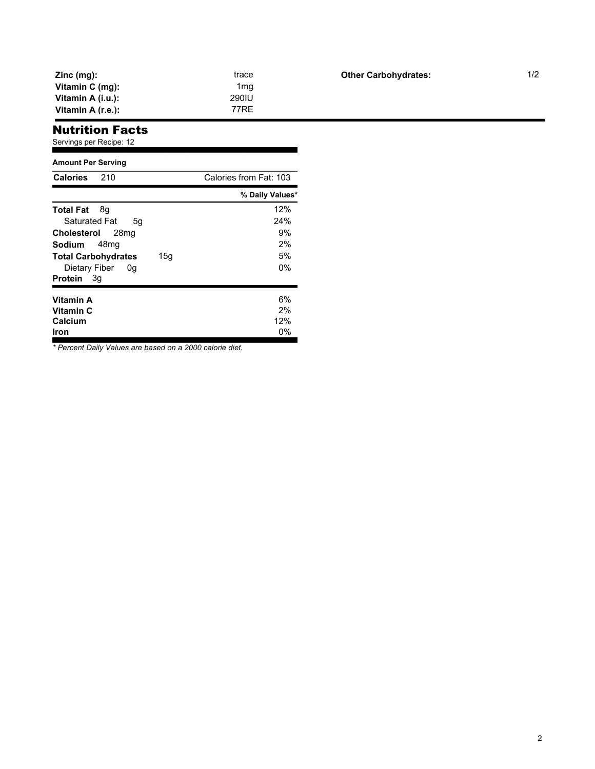| | |
|---|---|
| **Zinc (mg):** | trace |
| **Vitamin C (mg):** | 1mg |
| **Vitamin A (i.u.):** | 290IU |
| **Vitamin A (r.e.):** | 77RE |

| | |
|---|---|
| **Other Carbohydrates:** | 1/2 |

## Nutrition Facts

Servings per Recipe: 12

**Amount Per Serving**

| | |
|---|---|
| **Calories** 210 | Calories from Fat: 103 |
| | **% Daily Values*** |
| **Total Fat** 8g | 12% |
| Saturated Fat 5g | 24% |
| **Cholesterol** 28mg | 9% |
| **Sodium** 48mg | 2% |
| **Total Carbohydrates** 15g | 5% |
| Dietary Fiber 0g | 0% |
| **Protein** 3g | |
| **Vitamin A** | 6% |
| **Vitamin C** | 2% |
| **Calcium** | 12% |
| **Iron** | 0% |

*\* Percent Daily Values are based on a 2000 calorie diet.*